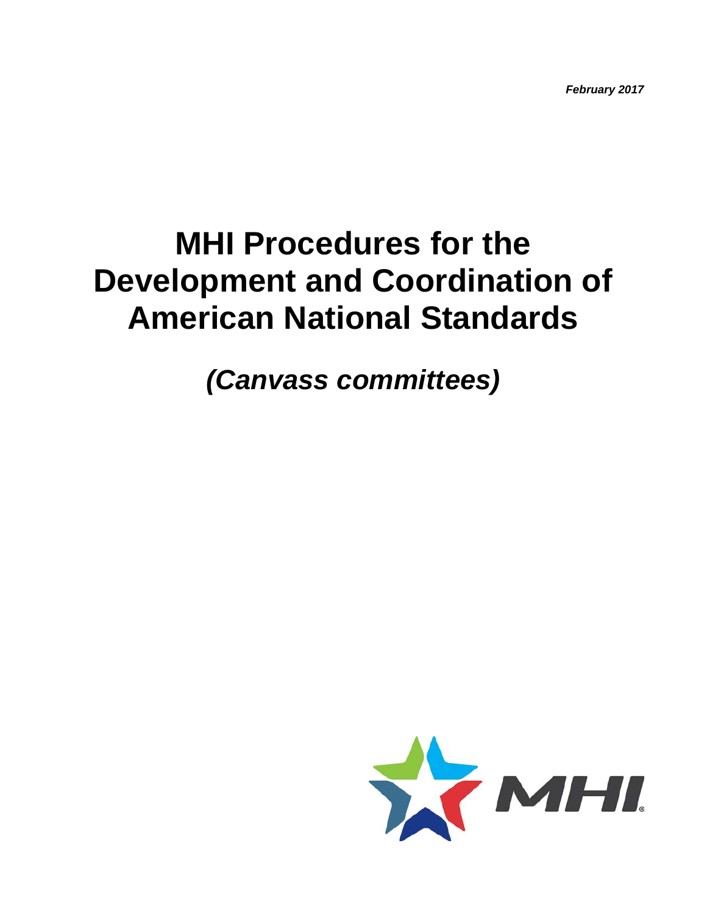*February 2017*

# MHI Procedures for the Development and Coordination of American National Standards

## *(Canvass committees)*

MHI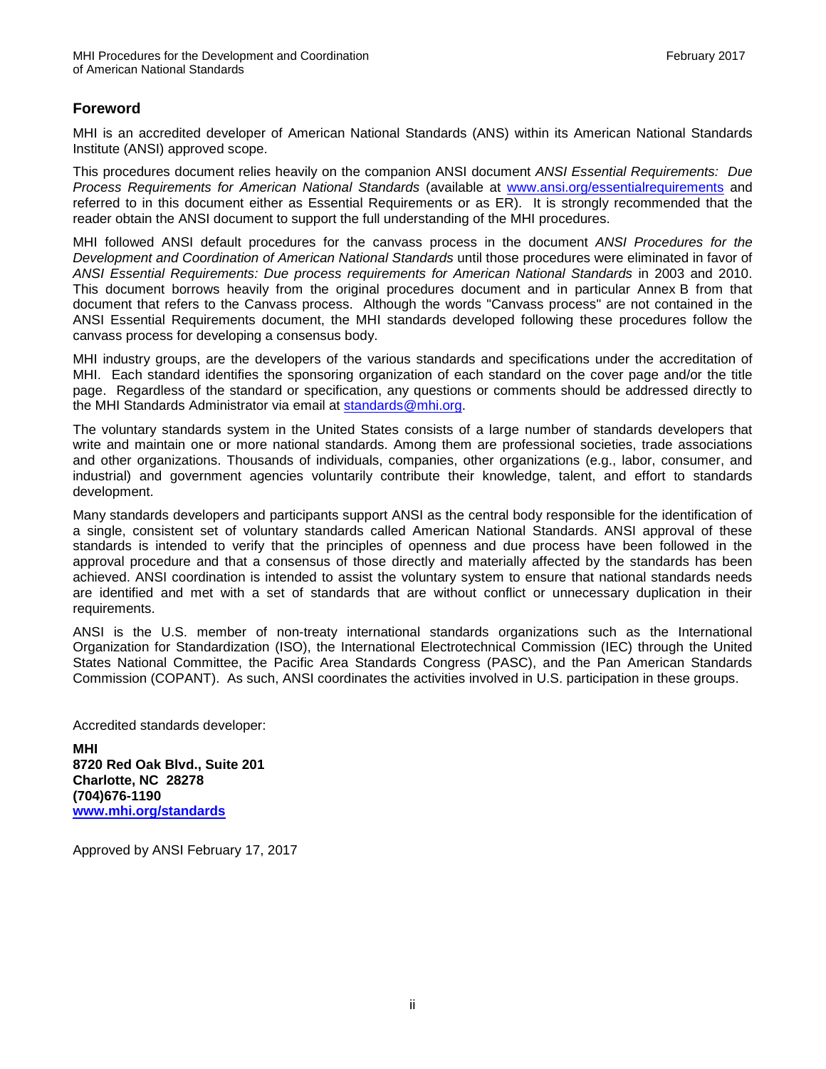## Foreword

MHI is an accredited developer of American National Standards (ANS) within its American National Standards Institute (ANSI) approved scope.

This procedures document relies heavily on the companion ANSI document *ANSI Essential Requirements: Due Process Requirements for American National Standards* (available at [www.ansi.org/essentialrequirements](www.ansi.org/essentialrequirements) and referred to in this document either as Essential Requirements or as ER). It is strongly recommended that the reader obtain the ANSI document to support the full understanding of the MHI procedures.

MHI followed ANSI default procedures for the canvass process in the document *ANSI Procedures for the Development and Coordination of American National Standards* until those procedures were eliminated in favor of *ANSI Essential Requirements: Due process requirements for American National Standards* in 2003 and 2010. This document borrows heavily from the original procedures document and in particular Annex B from that document that refers to the Canvass process. Although the words "Canvass process" are not contained in the ANSI Essential Requirements document, the MHI standards developed following these procedures follow the canvass process for developing a consensus body.

MHI industry groups, are the developers of the various standards and specifications under the accreditation of MHI. Each standard identifies the sponsoring organization of each standard on the cover page and/or the title page. Regardless of the standard or specification, any questions or comments should be addressed directly to the MHI Standards Administrator via email at [standards@mhi.org](mailto:standards@mhi.org).

The voluntary standards system in the United States consists of a large number of standards developers that write and maintain one or more national standards. Among them are professional societies, trade associations and other organizations. Thousands of individuals, companies, other organizations (e.g., labor, consumer, and industrial) and government agencies voluntarily contribute their knowledge, talent, and effort to standards development.

Many standards developers and participants support ANSI as the central body responsible for the identification of a single, consistent set of voluntary standards called American National Standards. ANSI approval of these standards is intended to verify that the principles of openness and due process have been followed in the approval procedure and that a consensus of those directly and materially affected by the standards has been achieved. ANSI coordination is intended to assist the voluntary system to ensure that national standards needs are identified and met with a set of standards that are without conflict or unnecessary duplication in their requirements.

ANSI is the U.S. member of non-treaty international standards organizations such as the International Organization for Standardization (ISO), the International Electrotechnical Commission (IEC) through the United States National Committee, the Pacific Area Standards Congress (PASC), and the Pan American Standards Commission (COPANT). As such, ANSI coordinates the activities involved in U.S. participation in these groups.

Accredited standards developer:

**MHI**
**8720 Red Oak Blvd., Suite 201**
**Charlotte, NC 28278**
**(704)676-1190**
**[www.mhi.org/standards](www.mhi.org/standards)**

Approved by ANSI February 17, 2017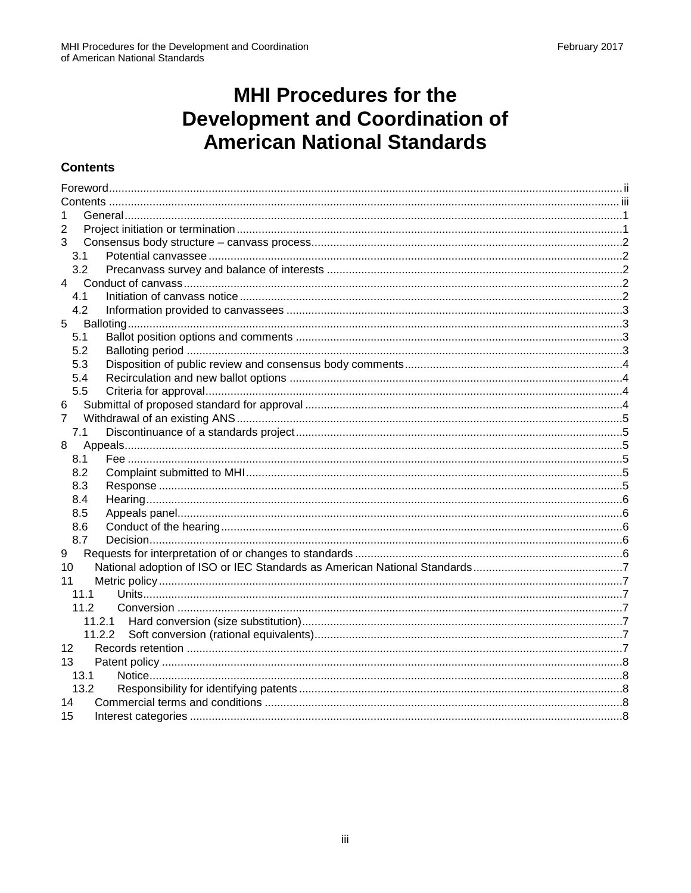# MHI Procedures for the Development and Coordination of American National Standards

## Contents

- Foreword ii
- Contents iii
- 1 General 1
- 2 Project initiation or termination 1
- 3 Consensus body structure – canvass process 2
  - 3.1 Potential canvassee 2
  - 3.2 Precanvass survey and balance of interests 2
- 4 Conduct of canvass 2
  - 4.1 Initiation of canvass notice 2
  - 4.2 Information provided to canvassees 3
- 5 Balloting 3
  - 5.1 Ballot position options and comments 3
  - 5.2 Balloting period 3
  - 5.3 Disposition of public review and consensus body comments 4
  - 5.4 Recirculation and new ballot options 4
  - 5.5 Criteria for approval 4
- 6 Submittal of proposed standard for approval 4
- 7 Withdrawal of an existing ANS 5
  - 7.1 Discontinuance of a standards project 5
- 8 Appeals 5
  - 8.1 Fee 5
  - 8.2 Complaint submitted to MHI 5
  - 8.3 Response 5
  - 8.4 Hearing 6
  - 8.5 Appeals panel 6
  - 8.6 Conduct of the hearing 6
  - 8.7 Decision 6
- 9 Requests for interpretation of or changes to standards 6
- 10 National adoption of ISO or IEC Standards as American National Standards 7
- 11 Metric policy 7
  - 11.1 Units 7
  - 11.2 Conversion 7
    - 11.2.1 Hard conversion (size substitution) 7
    - 11.2.2 Soft conversion (rational equivalents) 7
- 12 Records retention 7
- 13 Patent policy 8
  - 13.1 Notice 8
  - 13.2 Responsibility for identifying patents 8
- 14 Commercial terms and conditions 8
- 15 Interest categories 8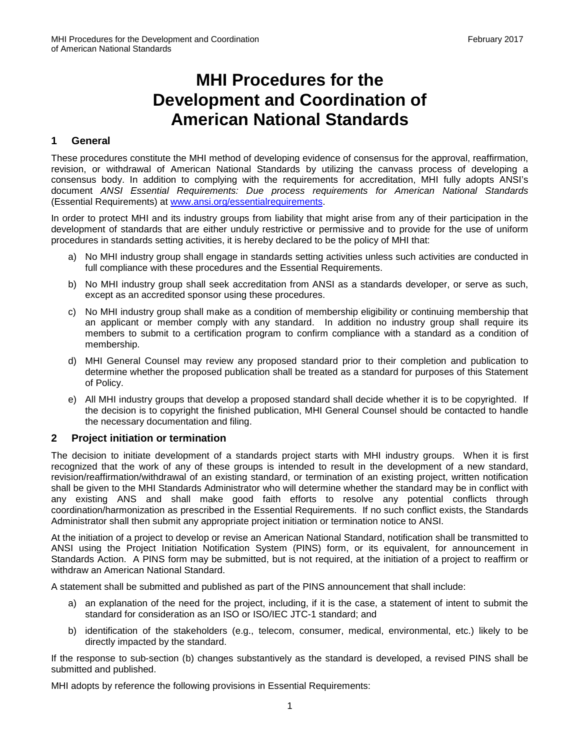# MHI Procedures for the Development and Coordination of American National Standards

## 1 General

These procedures constitute the MHI method of developing evidence of consensus for the approval, reaffirmation, revision, or withdrawal of American National Standards by utilizing the canvass process of developing a consensus body. In addition to complying with the requirements for accreditation, MHI fully adopts ANSI's document *ANSI Essential Requirements: Due process requirements for American National Standards* (Essential Requirements) at [www.ansi.org/essentialrequirements](www.ansi.org/essentialrequirements).

In order to protect MHI and its industry groups from liability that might arise from any of their participation in the development of standards that are either unduly restrictive or permissive and to provide for the use of uniform procedures in standards setting activities, it is hereby declared to be the policy of MHI that:

a) No MHI industry group shall engage in standards setting activities unless such activities are conducted in full compliance with these procedures and the Essential Requirements.

b) No MHI industry group shall seek accreditation from ANSI as a standards developer, or serve as such, except as an accredited sponsor using these procedures.

c) No MHI industry group shall make as a condition of membership eligibility or continuing membership that an applicant or member comply with any standard. In addition no industry group shall require its members to submit to a certification program to confirm compliance with a standard as a condition of membership.

d) MHI General Counsel may review any proposed standard prior to their completion and publication to determine whether the proposed publication shall be treated as a standard for purposes of this Statement of Policy.

e) All MHI industry groups that develop a proposed standard shall decide whether it is to be copyrighted. If the decision is to copyright the finished publication, MHI General Counsel should be contacted to handle the necessary documentation and filing.

## 2 Project initiation or termination

The decision to initiate development of a standards project starts with MHI industry groups. When it is first recognized that the work of any of these groups is intended to result in the development of a new standard, revision/reaffirmation/withdrawal of an existing standard, or termination of an existing project, written notification shall be given to the MHI Standards Administrator who will determine whether the standard may be in conflict with any existing ANS and shall make good faith efforts to resolve any potential conflicts through coordination/harmonization as prescribed in the Essential Requirements. If no such conflict exists, the Standards Administrator shall then submit any appropriate project initiation or termination notice to ANSI.

At the initiation of a project to develop or revise an American National Standard, notification shall be transmitted to ANSI using the Project Initiation Notification System (PINS) form, or its equivalent, for announcement in Standards Action. A PINS form may be submitted, but is not required, at the initiation of a project to reaffirm or withdraw an American National Standard.

A statement shall be submitted and published as part of the PINS announcement that shall include:

a) an explanation of the need for the project, including, if it is the case, a statement of intent to submit the standard for consideration as an ISO or ISO/IEC JTC-1 standard; and

b) identification of the stakeholders (e.g., telecom, consumer, medical, environmental, etc.) likely to be directly impacted by the standard.

If the response to sub-section (b) changes substantively as the standard is developed, a revised PINS shall be submitted and published.

MHI adopts by reference the following provisions in Essential Requirements: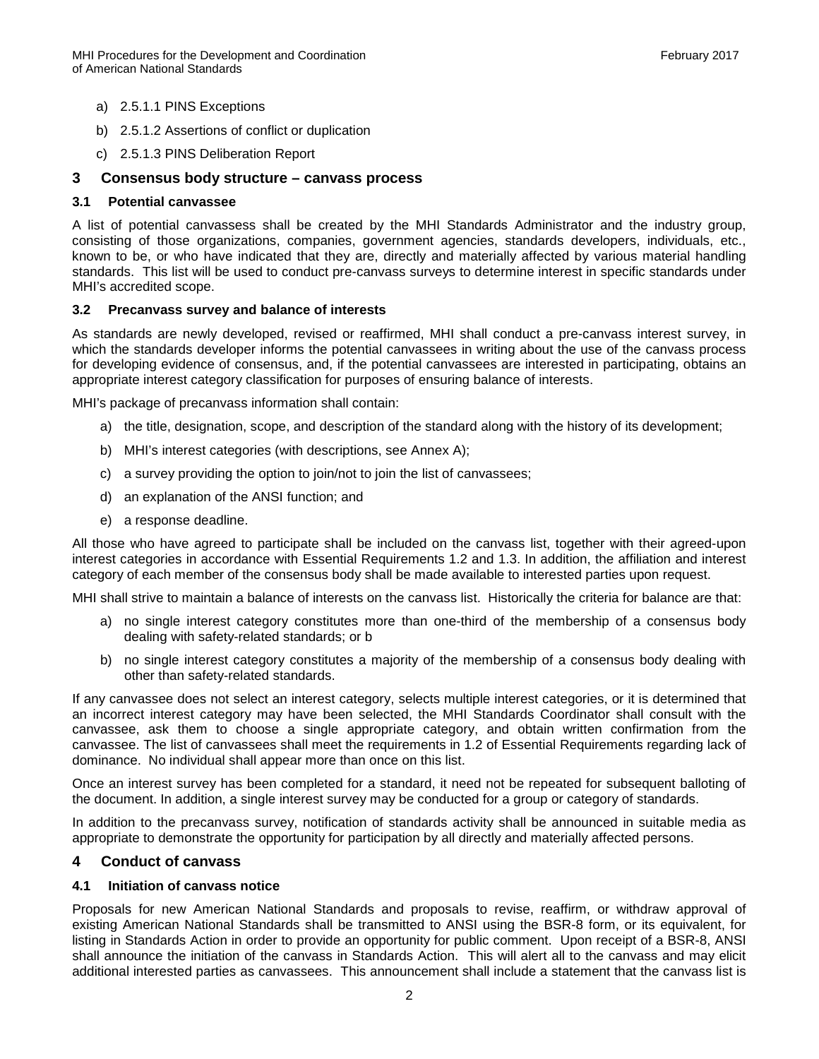a) 2.5.1.1 PINS Exceptions

b) 2.5.1.2 Assertions of conflict or duplication

c) 2.5.1.3 PINS Deliberation Report

## 3 Consensus body structure – canvass process

### 3.1 Potential canvassee

A list of potential canvassess shall be created by the MHI Standards Administrator and the industry group, consisting of those organizations, companies, government agencies, standards developers, individuals, etc., known to be, or who have indicated that they are, directly and materially affected by various material handling standards. This list will be used to conduct pre-canvass surveys to determine interest in specific standards under MHI's accredited scope.

### 3.2 Precanvass survey and balance of interests

As standards are newly developed, revised or reaffirmed, MHI shall conduct a pre-canvass interest survey, in which the standards developer informs the potential canvassees in writing about the use of the canvass process for developing evidence of consensus, and, if the potential canvassees are interested in participating, obtains an appropriate interest category classification for purposes of ensuring balance of interests.

MHI's package of precanvass information shall contain:

a) the title, designation, scope, and description of the standard along with the history of its development;

b) MHI's interest categories (with descriptions, see Annex A);

c) a survey providing the option to join/not to join the list of canvassees;

d) an explanation of the ANSI function; and

e) a response deadline.

All those who have agreed to participate shall be included on the canvass list, together with their agreed-upon interest categories in accordance with Essential Requirements 1.2 and 1.3. In addition, the affiliation and interest category of each member of the consensus body shall be made available to interested parties upon request.

MHI shall strive to maintain a balance of interests on the canvass list. Historically the criteria for balance are that:

a) no single interest category constitutes more than one-third of the membership of a consensus body dealing with safety-related standards; or b

b) no single interest category constitutes a majority of the membership of a consensus body dealing with other than safety-related standards.

If any canvassee does not select an interest category, selects multiple interest categories, or it is determined that an incorrect interest category may have been selected, the MHI Standards Coordinator shall consult with the canvassee, ask them to choose a single appropriate category, and obtain written confirmation from the canvassee. The list of canvassees shall meet the requirements in 1.2 of Essential Requirements regarding lack of dominance. No individual shall appear more than once on this list.

Once an interest survey has been completed for a standard, it need not be repeated for subsequent balloting of the document. In addition, a single interest survey may be conducted for a group or category of standards.

In addition to the precanvass survey, notification of standards activity shall be announced in suitable media as appropriate to demonstrate the opportunity for participation by all directly and materially affected persons.

## 4 Conduct of canvass

### 4.1 Initiation of canvass notice

Proposals for new American National Standards and proposals to revise, reaffirm, or withdraw approval of existing American National Standards shall be transmitted to ANSI using the BSR-8 form, or its equivalent, for listing in Standards Action in order to provide an opportunity for public comment. Upon receipt of a BSR-8, ANSI shall announce the initiation of the canvass in Standards Action. This will alert all to the canvass and may elicit additional interested parties as canvassees. This announcement shall include a statement that the canvass list is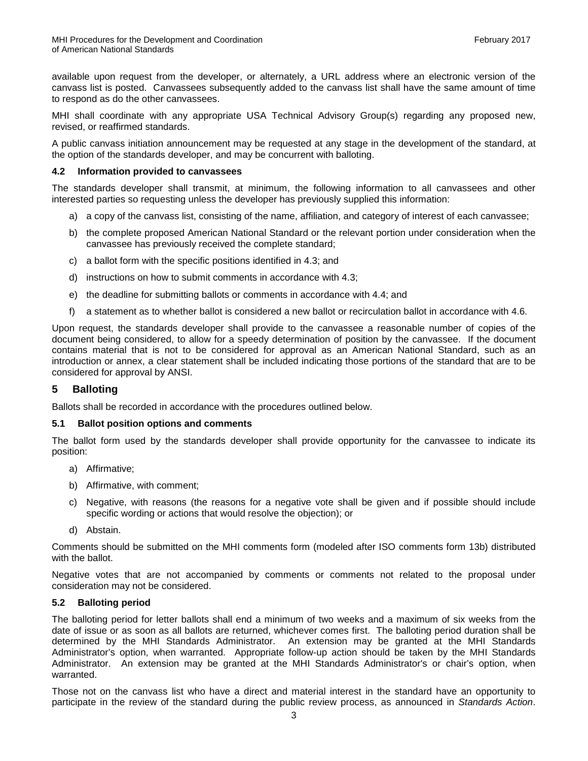available upon request from the developer, or alternately, a URL address where an electronic version of the canvass list is posted. Canvassees subsequently added to the canvass list shall have the same amount of time to respond as do the other canvassees.

MHI shall coordinate with any appropriate USA Technical Advisory Group(s) regarding any proposed new, revised, or reaffirmed standards.

A public canvass initiation announcement may be requested at any stage in the development of the standard, at the option of the standards developer, and may be concurrent with balloting.

### 4.2 Information provided to canvassees

The standards developer shall transmit, at minimum, the following information to all canvassees and other interested parties so requesting unless the developer has previously supplied this information:

a) a copy of the canvass list, consisting of the name, affiliation, and category of interest of each canvassee;

b) the complete proposed American National Standard or the relevant portion under consideration when the canvassee has previously received the complete standard;

c) a ballot form with the specific positions identified in 4.3; and

d) instructions on how to submit comments in accordance with 4.3;

e) the deadline for submitting ballots or comments in accordance with 4.4; and

f) a statement as to whether ballot is considered a new ballot or recirculation ballot in accordance with 4.6.

Upon request, the standards developer shall provide to the canvassee a reasonable number of copies of the document being considered, to allow for a speedy determination of position by the canvassee. If the document contains material that is not to be considered for approval as an American National Standard, such as an introduction or annex, a clear statement shall be included indicating those portions of the standard that are to be considered for approval by ANSI.

## 5 Balloting

Ballots shall be recorded in accordance with the procedures outlined below.

### 5.1 Ballot position options and comments

The ballot form used by the standards developer shall provide opportunity for the canvassee to indicate its position:

a) Affirmative;

b) Affirmative, with comment;

c) Negative, with reasons (the reasons for a negative vote shall be given and if possible should include specific wording or actions that would resolve the objection); or

d) Abstain.

Comments should be submitted on the MHI comments form (modeled after ISO comments form 13b) distributed with the ballot.

Negative votes that are not accompanied by comments or comments not related to the proposal under consideration may not be considered.

### 5.2 Balloting period

The balloting period for letter ballots shall end a minimum of two weeks and a maximum of six weeks from the date of issue or as soon as all ballots are returned, whichever comes first. The balloting period duration shall be determined by the MHI Standards Administrator. An extension may be granted at the MHI Standards Administrator's option, when warranted. Appropriate follow-up action should be taken by the MHI Standards Administrator. An extension may be granted at the MHI Standards Administrator's or chair's option, when warranted.

Those not on the canvass list who have a direct and material interest in the standard have an opportunity to participate in the review of the standard during the public review process, as announced in *Standards Action*.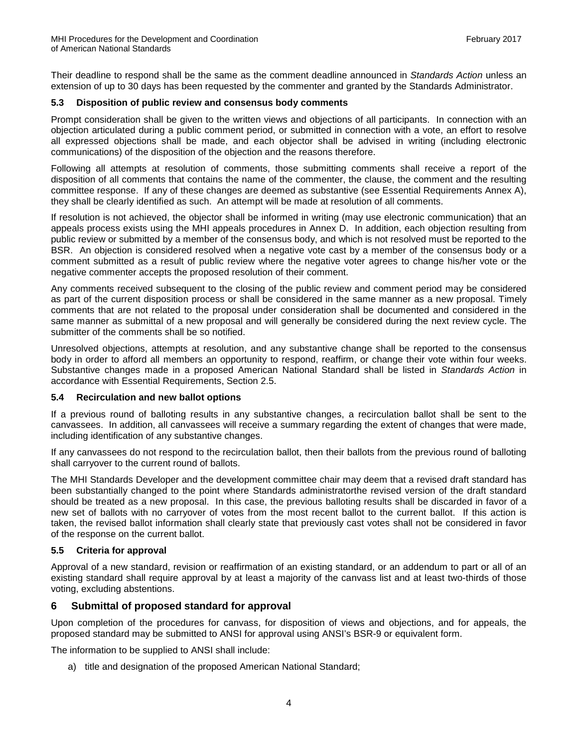Their deadline to respond shall be the same as the comment deadline announced in *Standards Action* unless an extension of up to 30 days has been requested by the commenter and granted by the Standards Administrator.

### 5.3 Disposition of public review and consensus body comments

Prompt consideration shall be given to the written views and objections of all participants. In connection with an objection articulated during a public comment period, or submitted in connection with a vote, an effort to resolve all expressed objections shall be made, and each objector shall be advised in writing (including electronic communications) of the disposition of the objection and the reasons therefore.

Following all attempts at resolution of comments, those submitting comments shall receive a report of the disposition of all comments that contains the name of the commenter, the clause, the comment and the resulting committee response. If any of these changes are deemed as substantive (see Essential Requirements Annex A), they shall be clearly identified as such. An attempt will be made at resolution of all comments.

If resolution is not achieved, the objector shall be informed in writing (may use electronic communication) that an appeals process exists using the MHI appeals procedures in Annex D. In addition, each objection resulting from public review or submitted by a member of the consensus body, and which is not resolved must be reported to the BSR. An objection is considered resolved when a negative vote cast by a member of the consensus body or a comment submitted as a result of public review where the negative voter agrees to change his/her vote or the negative commenter accepts the proposed resolution of their comment.

Any comments received subsequent to the closing of the public review and comment period may be considered as part of the current disposition process or shall be considered in the same manner as a new proposal. Timely comments that are not related to the proposal under consideration shall be documented and considered in the same manner as submittal of a new proposal and will generally be considered during the next review cycle. The submitter of the comments shall be so notified.

Unresolved objections, attempts at resolution, and any substantive change shall be reported to the consensus body in order to afford all members an opportunity to respond, reaffirm, or change their vote within four weeks. Substantive changes made in a proposed American National Standard shall be listed in *Standards Action* in accordance with Essential Requirements, Section 2.5.

### 5.4 Recirculation and new ballot options

If a previous round of balloting results in any substantive changes, a recirculation ballot shall be sent to the canvassees. In addition, all canvassees will receive a summary regarding the extent of changes that were made, including identification of any substantive changes.

If any canvassees do not respond to the recirculation ballot, then their ballots from the previous round of balloting shall carryover to the current round of ballots.

The MHI Standards Developer and the development committee chair may deem that a revised draft standard has been substantially changed to the point where Standards administratorthe revised version of the draft standard should be treated as a new proposal. In this case, the previous balloting results shall be discarded in favor of a new set of ballots with no carryover of votes from the most recent ballot to the current ballot. If this action is taken, the revised ballot information shall clearly state that previously cast votes shall not be considered in favor of the response on the current ballot.

### 5.5 Criteria for approval

Approval of a new standard, revision or reaffirmation of an existing standard, or an addendum to part or all of an existing standard shall require approval by at least a majority of the canvass list and at least two-thirds of those voting, excluding abstentions.

## 6 Submittal of proposed standard for approval

Upon completion of the procedures for canvass, for disposition of views and objections, and for appeals, the proposed standard may be submitted to ANSI for approval using ANSI's BSR-9 or equivalent form.

The information to be supplied to ANSI shall include:

a) title and designation of the proposed American National Standard;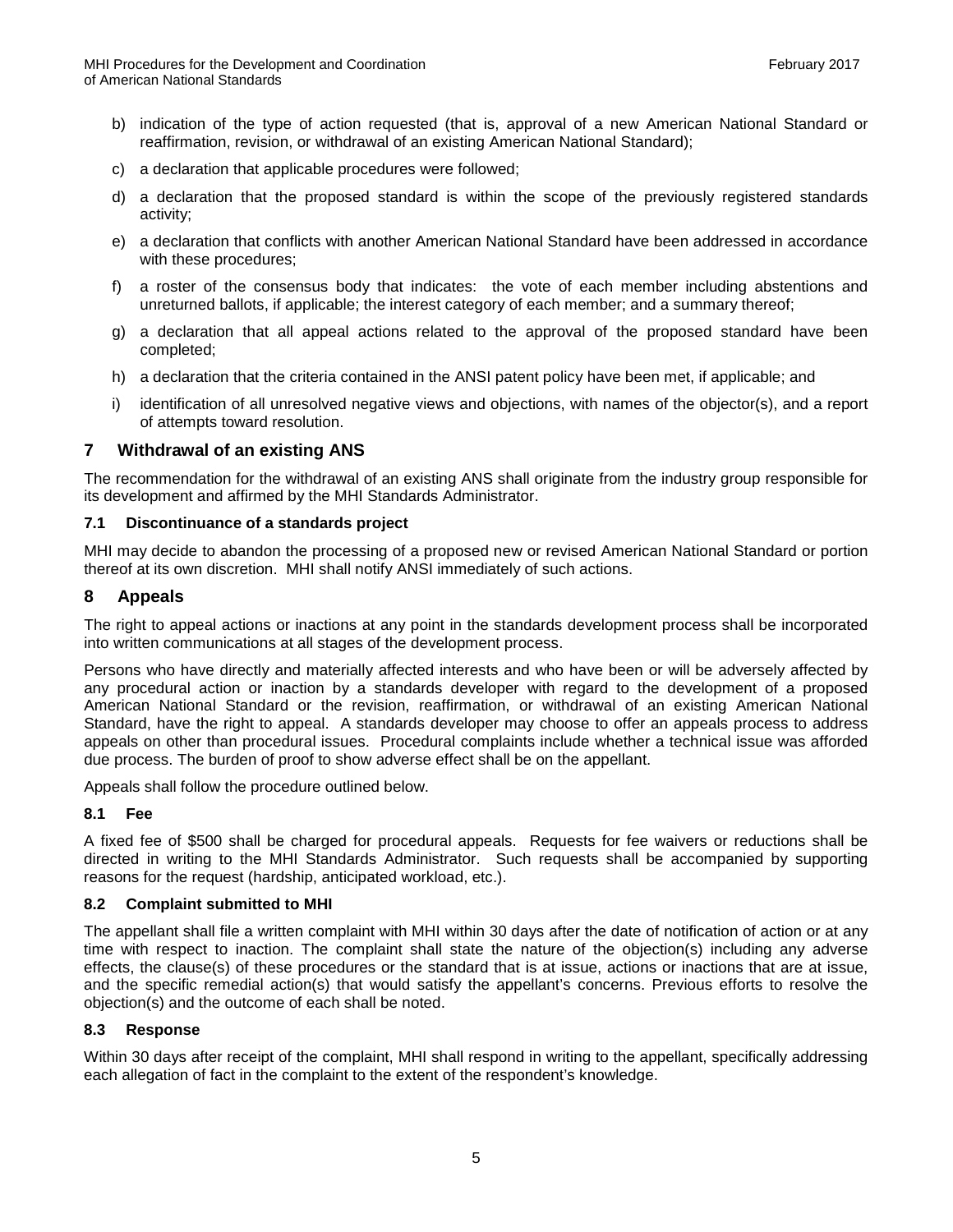b) indication of the type of action requested (that is, approval of a new American National Standard or reaffirmation, revision, or withdrawal of an existing American National Standard);

c) a declaration that applicable procedures were followed;

d) a declaration that the proposed standard is within the scope of the previously registered standards activity;

e) a declaration that conflicts with another American National Standard have been addressed in accordance with these procedures;

f) a roster of the consensus body that indicates: the vote of each member including abstentions and unreturned ballots, if applicable; the interest category of each member; and a summary thereof;

g) a declaration that all appeal actions related to the approval of the proposed standard have been completed;

h) a declaration that the criteria contained in the ANSI patent policy have been met, if applicable; and

i) identification of all unresolved negative views and objections, with names of the objector(s), and a report of attempts toward resolution.

## 7 Withdrawal of an existing ANS

The recommendation for the withdrawal of an existing ANS shall originate from the industry group responsible for its development and affirmed by the MHI Standards Administrator.

### 7.1 Discontinuance of a standards project

MHI may decide to abandon the processing of a proposed new or revised American National Standard or portion thereof at its own discretion. MHI shall notify ANSI immediately of such actions.

## 8 Appeals

The right to appeal actions or inactions at any point in the standards development process shall be incorporated into written communications at all stages of the development process.

Persons who have directly and materially affected interests and who have been or will be adversely affected by any procedural action or inaction by a standards developer with regard to the development of a proposed American National Standard or the revision, reaffirmation, or withdrawal of an existing American National Standard, have the right to appeal. A standards developer may choose to offer an appeals process to address appeals on other than procedural issues. Procedural complaints include whether a technical issue was afforded due process. The burden of proof to show adverse effect shall be on the appellant.

Appeals shall follow the procedure outlined below.

### 8.1 Fee

A fixed fee of $500 shall be charged for procedural appeals. Requests for fee waivers or reductions shall be directed in writing to the MHI Standards Administrator. Such requests shall be accompanied by supporting reasons for the request (hardship, anticipated workload, etc.).

### 8.2 Complaint submitted to MHI

The appellant shall file a written complaint with MHI within 30 days after the date of notification of action or at any time with respect to inaction. The complaint shall state the nature of the objection(s) including any adverse effects, the clause(s) of these procedures or the standard that is at issue, actions or inactions that are at issue, and the specific remedial action(s) that would satisfy the appellant's concerns. Previous efforts to resolve the objection(s) and the outcome of each shall be noted.

### 8.3 Response

Within 30 days after receipt of the complaint, MHI shall respond in writing to the appellant, specifically addressing each allegation of fact in the complaint to the extent of the respondent's knowledge.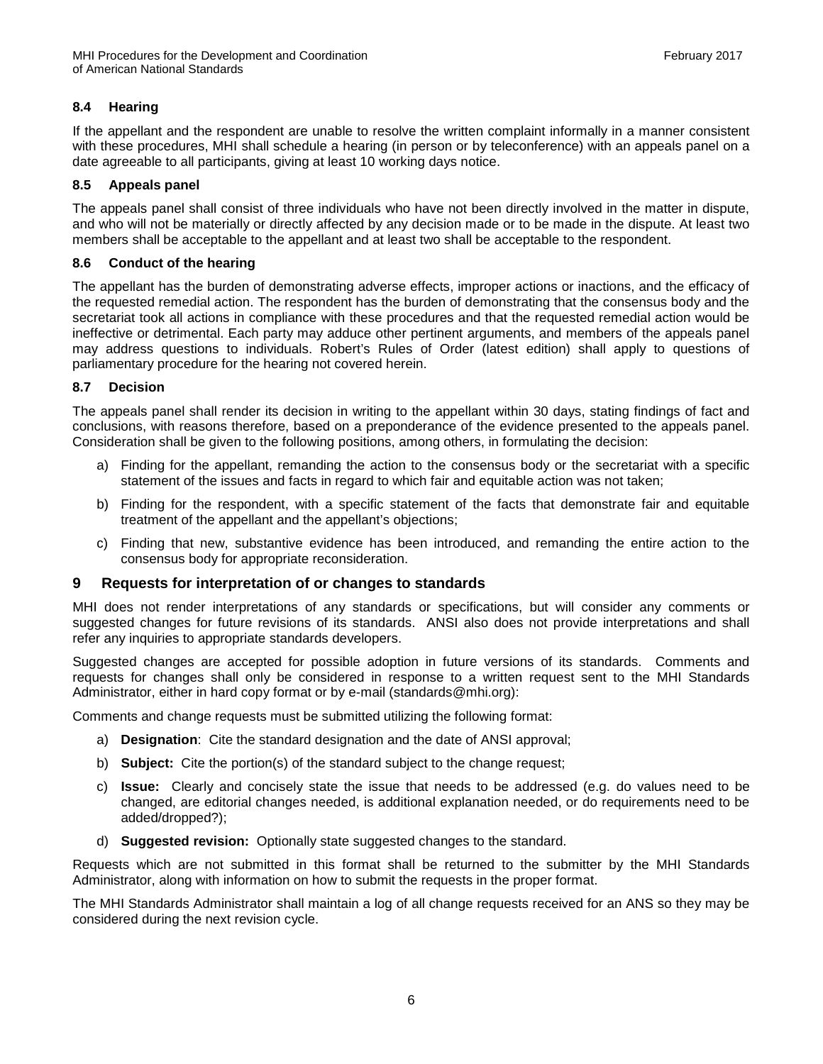### 8.4 Hearing

If the appellant and the respondent are unable to resolve the written complaint informally in a manner consistent with these procedures, MHI shall schedule a hearing (in person or by teleconference) with an appeals panel on a date agreeable to all participants, giving at least 10 working days notice.

### 8.5 Appeals panel

The appeals panel shall consist of three individuals who have not been directly involved in the matter in dispute, and who will not be materially or directly affected by any decision made or to be made in the dispute. At least two members shall be acceptable to the appellant and at least two shall be acceptable to the respondent.

### 8.6 Conduct of the hearing

The appellant has the burden of demonstrating adverse effects, improper actions or inactions, and the efficacy of the requested remedial action. The respondent has the burden of demonstrating that the consensus body and the secretariat took all actions in compliance with these procedures and that the requested remedial action would be ineffective or detrimental. Each party may adduce other pertinent arguments, and members of the appeals panel may address questions to individuals. Robert's Rules of Order (latest edition) shall apply to questions of parliamentary procedure for the hearing not covered herein.

### 8.7 Decision

The appeals panel shall render its decision in writing to the appellant within 30 days, stating findings of fact and conclusions, with reasons therefore, based on a preponderance of the evidence presented to the appeals panel. Consideration shall be given to the following positions, among others, in formulating the decision:

a) Finding for the appellant, remanding the action to the consensus body or the secretariat with a specific statement of the issues and facts in regard to which fair and equitable action was not taken;

b) Finding for the respondent, with a specific statement of the facts that demonstrate fair and equitable treatment of the appellant and the appellant's objections;

c) Finding that new, substantive evidence has been introduced, and remanding the entire action to the consensus body for appropriate reconsideration.

## 9 Requests for interpretation of or changes to standards

MHI does not render interpretations of any standards or specifications, but will consider any comments or suggested changes for future revisions of its standards. ANSI also does not provide interpretations and shall refer any inquiries to appropriate standards developers.

Suggested changes are accepted for possible adoption in future versions of its standards. Comments and requests for changes shall only be considered in response to a written request sent to the MHI Standards Administrator, either in hard copy format or by e-mail (standards@mhi.org):

Comments and change requests must be submitted utilizing the following format:

a) **Designation**: Cite the standard designation and the date of ANSI approval;

b) **Subject:** Cite the portion(s) of the standard subject to the change request;

c) **Issue:** Clearly and concisely state the issue that needs to be addressed (e.g. do values need to be changed, are editorial changes needed, is additional explanation needed, or do requirements need to be added/dropped?);

d) **Suggested revision:** Optionally state suggested changes to the standard.

Requests which are not submitted in this format shall be returned to the submitter by the MHI Standards Administrator, along with information on how to submit the requests in the proper format.

The MHI Standards Administrator shall maintain a log of all change requests received for an ANS so they may be considered during the next revision cycle.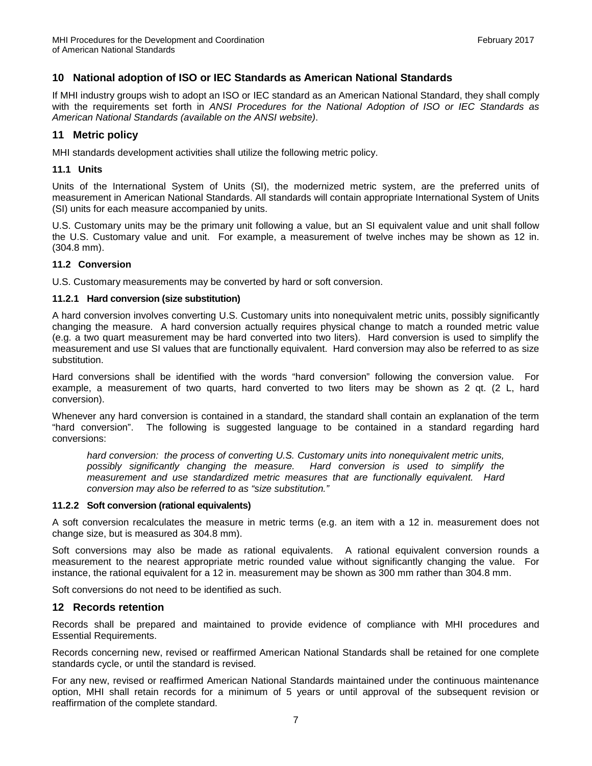## 10 National adoption of ISO or IEC Standards as American National Standards

If MHI industry groups wish to adopt an ISO or IEC standard as an American National Standard, they shall comply with the requirements set forth in *ANSI Procedures for the National Adoption of ISO or IEC Standards as American National Standards (available on the ANSI website)*.

## 11 Metric policy

MHI standards development activities shall utilize the following metric policy.

### 11.1 Units

Units of the International System of Units (SI), the modernized metric system, are the preferred units of measurement in American National Standards. All standards will contain appropriate International System of Units (SI) units for each measure accompanied by units.

U.S. Customary units may be the primary unit following a value, but an SI equivalent value and unit shall follow the U.S. Customary value and unit. For example, a measurement of twelve inches may be shown as 12 in. (304.8 mm).

### 11.2 Conversion

U.S. Customary measurements may be converted by hard or soft conversion.

#### 11.2.1 Hard conversion (size substitution)

A hard conversion involves converting U.S. Customary units into nonequivalent metric units, possibly significantly changing the measure. A hard conversion actually requires physical change to match a rounded metric value (e.g. a two quart measurement may be hard converted into two liters). Hard conversion is used to simplify the measurement and use SI values that are functionally equivalent. Hard conversion may also be referred to as size substitution.

Hard conversions shall be identified with the words "hard conversion" following the conversion value. For example, a measurement of two quarts, hard converted to two liters may be shown as 2 qt. (2 L, hard conversion).

Whenever any hard conversion is contained in a standard, the standard shall contain an explanation of the term "hard conversion". The following is suggested language to be contained in a standard regarding hard conversions:

> *hard conversion: the process of converting U.S. Customary units into nonequivalent metric units, possibly significantly changing the measure. Hard conversion is used to simplify the measurement and use standardized metric measures that are functionally equivalent. Hard conversion may also be referred to as "size substitution."*

#### 11.2.2 Soft conversion (rational equivalents)

A soft conversion recalculates the measure in metric terms (e.g. an item with a 12 in. measurement does not change size, but is measured as 304.8 mm).

Soft conversions may also be made as rational equivalents. A rational equivalent conversion rounds a measurement to the nearest appropriate metric rounded value without significantly changing the value. For instance, the rational equivalent for a 12 in. measurement may be shown as 300 mm rather than 304.8 mm.

Soft conversions do not need to be identified as such.

## 12 Records retention

Records shall be prepared and maintained to provide evidence of compliance with MHI procedures and Essential Requirements.

Records concerning new, revised or reaffirmed American National Standards shall be retained for one complete standards cycle, or until the standard is revised.

For any new, revised or reaffirmed American National Standards maintained under the continuous maintenance option, MHI shall retain records for a minimum of 5 years or until approval of the subsequent revision or reaffirmation of the complete standard.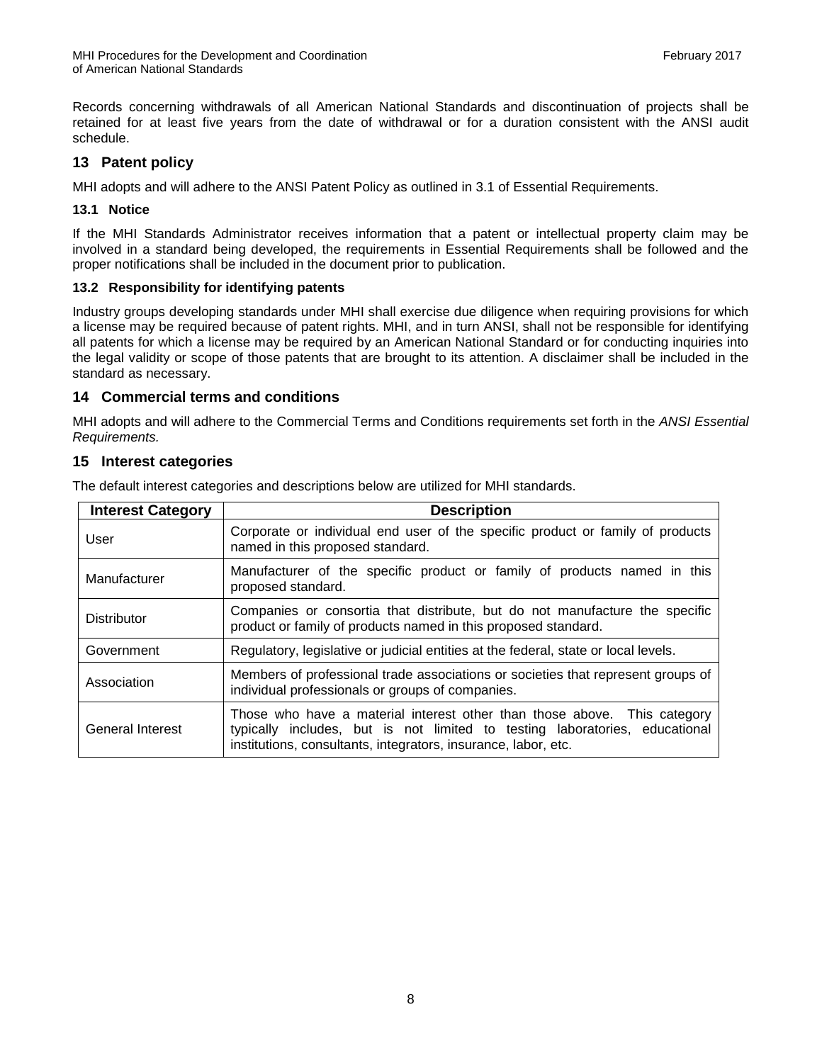Records concerning withdrawals of all American National Standards and discontinuation of projects shall be retained for at least five years from the date of withdrawal or for a duration consistent with the ANSI audit schedule.

## 13 Patent policy

MHI adopts and will adhere to the ANSI Patent Policy as outlined in 3.1 of Essential Requirements.

### 13.1 Notice

If the MHI Standards Administrator receives information that a patent or intellectual property claim may be involved in a standard being developed, the requirements in Essential Requirements shall be followed and the proper notifications shall be included in the document prior to publication.

### 13.2 Responsibility for identifying patents

Industry groups developing standards under MHI shall exercise due diligence when requiring provisions for which a license may be required because of patent rights. MHI, and in turn ANSI, shall not be responsible for identifying all patents for which a license may be required by an American National Standard or for conducting inquiries into the legal validity or scope of those patents that are brought to its attention. A disclaimer shall be included in the standard as necessary.

## 14 Commercial terms and conditions

MHI adopts and will adhere to the Commercial Terms and Conditions requirements set forth in the *ANSI Essential Requirements.*

## 15 Interest categories

The default interest categories and descriptions below are utilized for MHI standards.

| Interest Category | Description |
|---|---|
| User | Corporate or individual end user of the specific product or family of products named in this proposed standard. |
| Manufacturer | Manufacturer of the specific product or family of products named in this proposed standard. |
| Distributor | Companies or consortia that distribute, but do not manufacture the specific product or family of products named in this proposed standard. |
| Government | Regulatory, legislative or judicial entities at the federal, state or local levels. |
| Association | Members of professional trade associations or societies that represent groups of individual professionals or groups of companies. |
| General Interest | Those who have a material interest other than those above. This category typically includes, but is not limited to testing laboratories, educational institutions, consultants, integrators, insurance, labor, etc. |